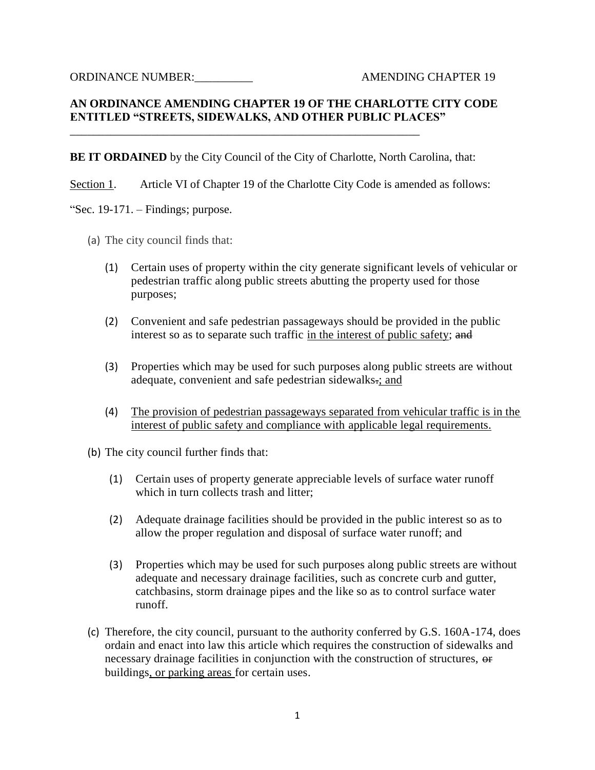ORDINANCE NUMBER:__________ AMENDING CHAPTER 19

**AN ORDINANCE AMENDING CHAPTER 19 OF THE CHARLOTTE CITY CODE ENTITLED "STREETS, SIDEWALKS, AND OTHER PUBLIC PLACES"**

---

**BE IT ORDAINED** by the City Council of the City of Charlotte, North Carolina, that:

<u>Section 1</u>. Article VI of Chapter 19 of the Charlotte City Code is amended as follows:

"Sec. 19-171. – Findings; purpose.

(a) The city council finds that:

(1) Certain uses of property within the city generate significant levels of vehicular or pedestrian traffic along public streets abutting the property used for those purposes;

(2) Convenient and safe pedestrian passageways should be provided in the public interest so as to separate such traffic <u>in the interest of public safety</u>; ~~and~~

(3) Properties which may be used for such purposes along public streets are without adequate, convenient and safe pedestrian sidewalks~~.~~<u>; and</u>

(4) <u>The provision of pedestrian passageways separated from vehicular traffic is in the interest of public safety and compliance with applicable legal requirements.</u>

(b) The city council further finds that:

(1) Certain uses of property generate appreciable levels of surface water runoff which in turn collects trash and litter;

(2) Adequate drainage facilities should be provided in the public interest so as to allow the proper regulation and disposal of surface water runoff; and

(3) Properties which may be used for such purposes along public streets are without adequate and necessary drainage facilities, such as concrete curb and gutter, catchbasins, storm drainage pipes and the like so as to control surface water runoff.

(c) Therefore, the city council, pursuant to the authority conferred by G.S. 160A-174, does ordain and enact into law this article which requires the construction of sidewalks and necessary drainage facilities in conjunction with the construction of structures, ~~or~~ buildings<u>, or parking areas</u> for certain uses.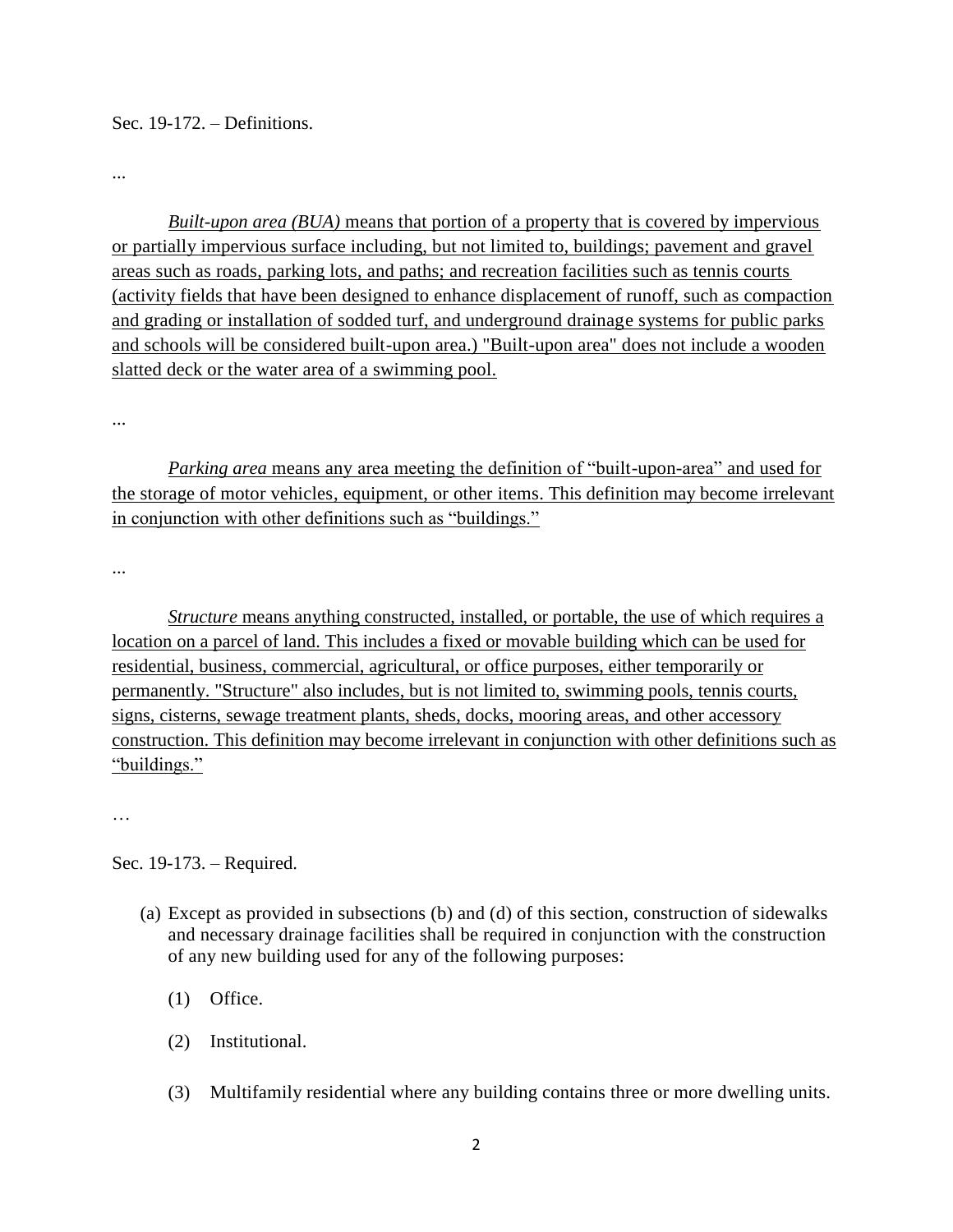Sec. 19-172. – Definitions.

...

*Built-upon area (BUA)* means that portion of a property that is covered by impervious or partially impervious surface including, but not limited to, buildings; pavement and gravel areas such as roads, parking lots, and paths; and recreation facilities such as tennis courts (activity fields that have been designed to enhance displacement of runoff, such as compaction and grading or installation of sodded turf, and underground drainage systems for public parks and schools will be considered built-upon area.) "Built-upon area" does not include a wooden slatted deck or the water area of a swimming pool.

...

*Parking area* means any area meeting the definition of "built-upon-area" and used for the storage of motor vehicles, equipment, or other items. This definition may become irrelevant in conjunction with other definitions such as "buildings."

...

*Structure* means anything constructed, installed, or portable, the use of which requires a location on a parcel of land. This includes a fixed or movable building which can be used for residential, business, commercial, agricultural, or office purposes, either temporarily or permanently. "Structure" also includes, but is not limited to, swimming pools, tennis courts, signs, cisterns, sewage treatment plants, sheds, docks, mooring areas, and other accessory construction. This definition may become irrelevant in conjunction with other definitions such as "buildings."

…

Sec. 19-173. – Required.

(a) Except as provided in subsections (b) and (d) of this section, construction of sidewalks and necessary drainage facilities shall be required in conjunction with the construction of any new building used for any of the following purposes:

   (1) Office.

   (2) Institutional.

   (3) Multifamily residential where any building contains three or more dwelling units.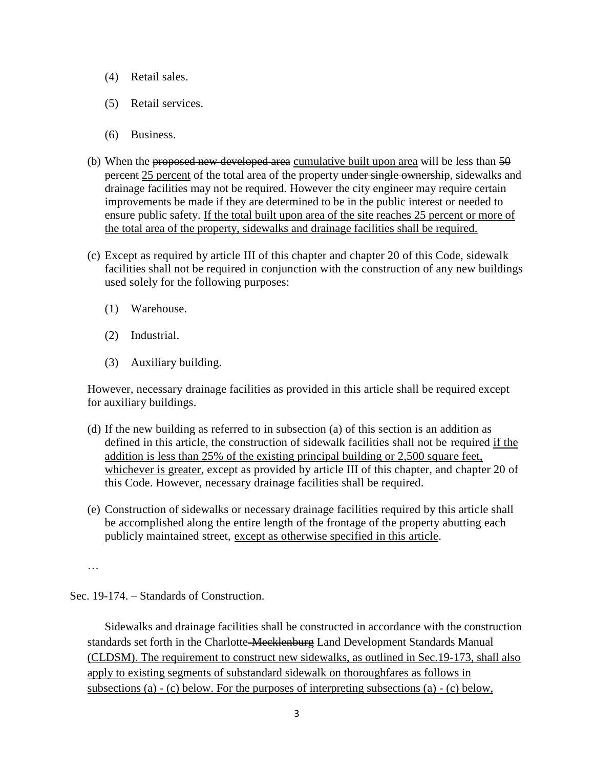(4) Retail sales.

(5) Retail services.

(6) Business.

(b) When the ~~proposed new developed area~~ <u>cumulative built upon area</u> will be less than ~~50 percent~~ <u>25 percent</u> of the total area of the property ~~under single ownership~~, sidewalks and drainage facilities may not be required. However the city engineer may require certain improvements be made if they are determined to be in the public interest or needed to ensure public safety. <u>If the total built upon area of the site reaches 25 percent or more of the total area of the property, sidewalks and drainage facilities shall be required.</u>

(c) Except as required by article III of this chapter and chapter 20 of this Code, sidewalk facilities shall not be required in conjunction with the construction of any new buildings used solely for the following purposes:

(1) Warehouse.

(2) Industrial.

(3) Auxiliary building.

However, necessary drainage facilities as provided in this article shall be required except for auxiliary buildings.

(d) If the new building as referred to in subsection (a) of this section is an addition as defined in this article, the construction of sidewalk facilities shall not be required <u>if the addition is less than 25% of the existing principal building or 2,500 square feet, whichever is greater</u>, except as provided by article III of this chapter, and chapter 20 of this Code. However, necessary drainage facilities shall be required.

(e) Construction of sidewalks or necessary drainage facilities required by this article shall be accomplished along the entire length of the frontage of the property abutting each publicly maintained street, <u>except as otherwise specified in this article</u>.

…

Sec. 19-174. – Standards of Construction.

Sidewalks and drainage facilities shall be constructed in accordance with the construction standards set forth in the Charlotte~~-Mecklenburg~~ Land Development Standards Manual <u>(CLDSM). The requirement to construct new sidewalks, as outlined in Sec.19-173, shall also apply to existing segments of substandard sidewalk on thoroughfares as follows in subsections (a) - (c) below. For the purposes of interpreting subsections (a) - (c) below,</u>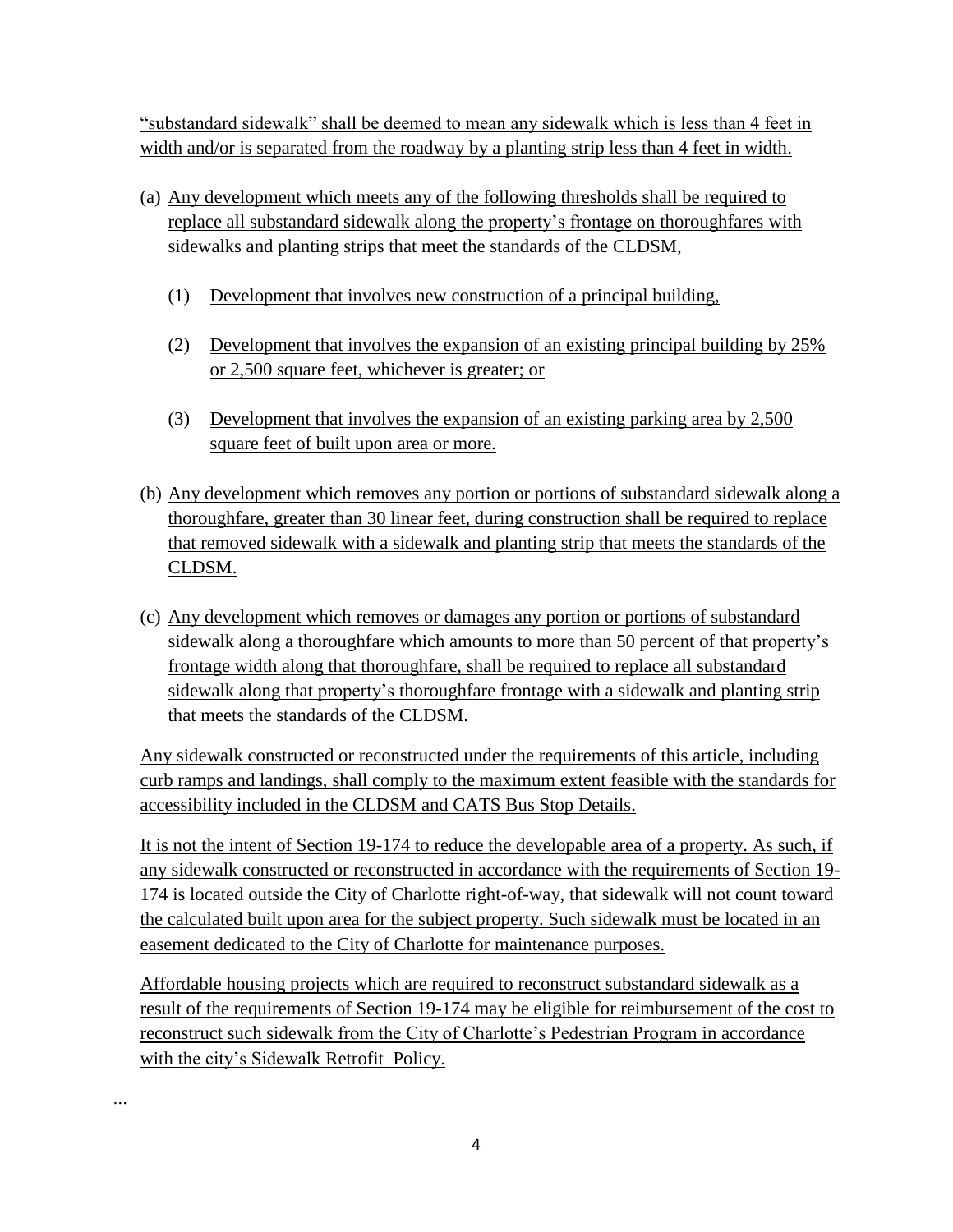"substandard sidewalk" shall be deemed to mean any sidewalk which is less than 4 feet in width and/or is separated from the roadway by a planting strip less than 4 feet in width.

(a) Any development which meets any of the following thresholds shall be required to replace all substandard sidewalk along the property's frontage on thoroughfares with sidewalks and planting strips that meet the standards of the CLDSM,

  (1) Development that involves new construction of a principal building,

  (2) Development that involves the expansion of an existing principal building by 25% or 2,500 square feet, whichever is greater; or

  (3) Development that involves the expansion of an existing parking area by 2,500 square feet of built upon area or more.

(b) Any development which removes any portion or portions of substandard sidewalk along a thoroughfare, greater than 30 linear feet, during construction shall be required to replace that removed sidewalk with a sidewalk and planting strip that meets the standards of the CLDSM.

(c) Any development which removes or damages any portion or portions of substandard sidewalk along a thoroughfare which amounts to more than 50 percent of that property's frontage width along that thoroughfare, shall be required to replace all substandard sidewalk along that property's thoroughfare frontage with a sidewalk and planting strip that meets the standards of the CLDSM.

Any sidewalk constructed or reconstructed under the requirements of this article, including curb ramps and landings, shall comply to the maximum extent feasible with the standards for accessibility included in the CLDSM and CATS Bus Stop Details.

It is not the intent of Section 19-174 to reduce the developable area of a property. As such, if any sidewalk constructed or reconstructed in accordance with the requirements of Section 19-174 is located outside the City of Charlotte right-of-way, that sidewalk will not count toward the calculated built upon area for the subject property. Such sidewalk must be located in an easement dedicated to the City of Charlotte for maintenance purposes.

Affordable housing projects which are required to reconstruct substandard sidewalk as a result of the requirements of Section 19-174 may be eligible for reimbursement of the cost to reconstruct such sidewalk from the City of Charlotte's Pedestrian Program in accordance with the city's Sidewalk Retrofit Policy.

…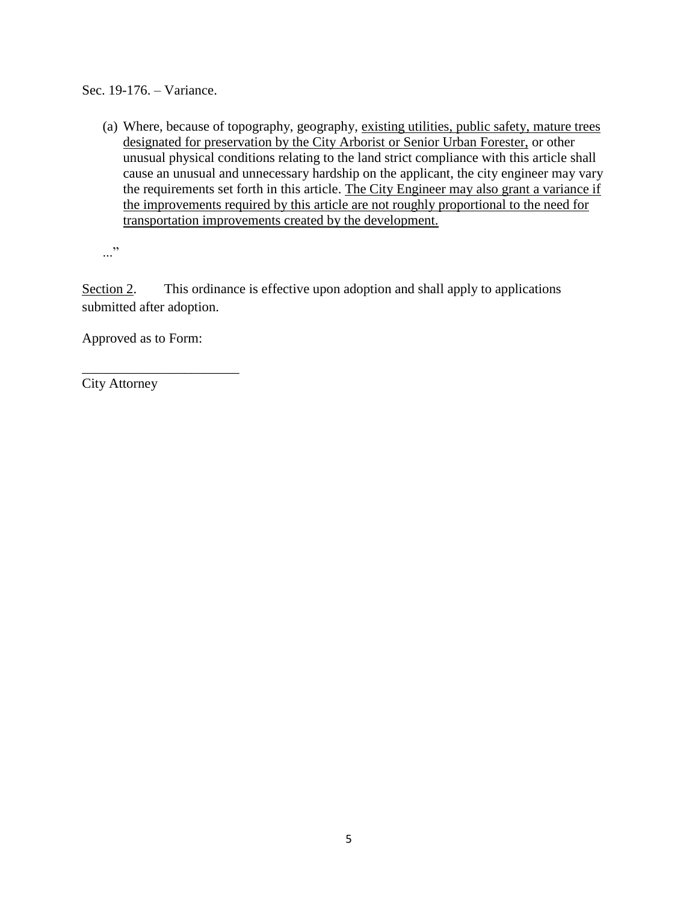Sec. 19-176. – Variance.

(a) Where, because of topography, geography, <u>existing utilities, public safety, mature trees designated for preservation by the City Arborist or Senior Urban Forester,</u> or other unusual physical conditions relating to the land strict compliance with this article shall cause an unusual and unnecessary hardship on the applicant, the city engineer may vary the requirements set forth in this article. <u>The City Engineer may also grant a variance if the improvements required by this article are not roughly proportional to the need for transportation improvements created by the development.</u>

..."

<u>Section 2</u>. This ordinance is effective upon adoption and shall apply to applications submitted after adoption.

Approved as to Form:

\_\_\_\_\_\_\_\_\_\_\_\_\_\_\_\_\_\_\_\_\_\_\_\_

City Attorney